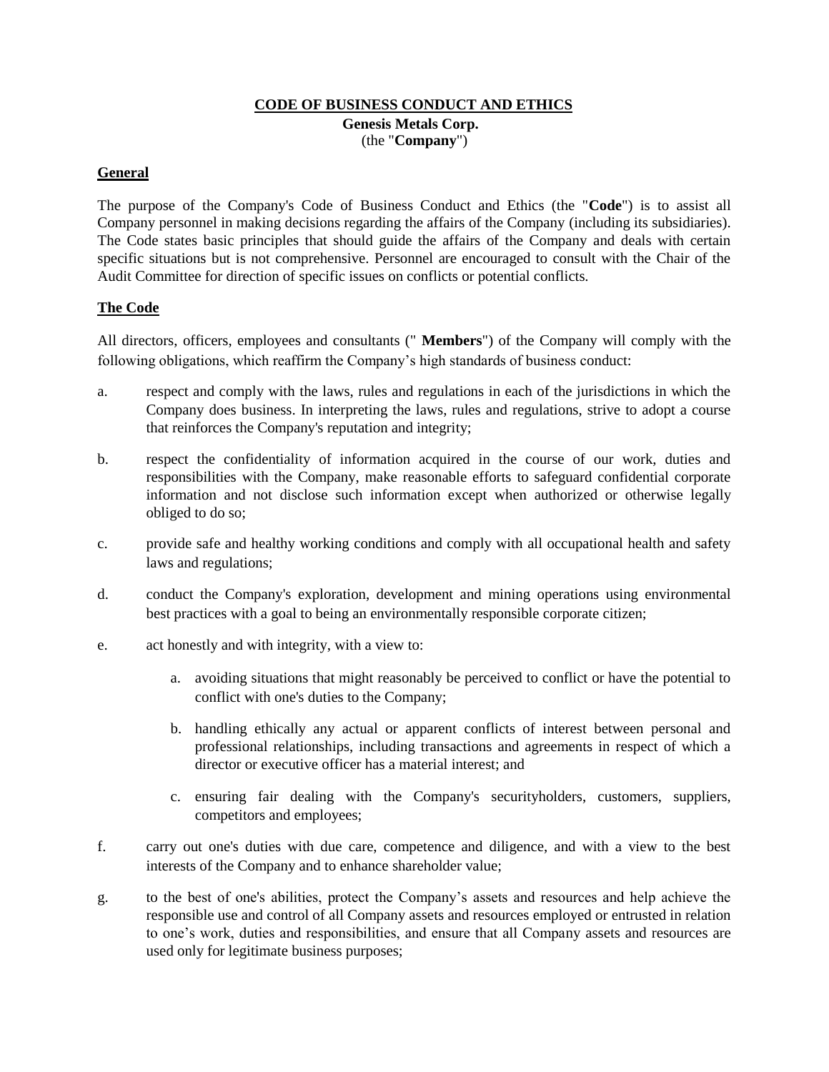# CODE OF BUSINESS CONDUCT AND ETHICS

**Genesis Metals Corp.**
(the "**Company**")

## General

The purpose of the Company's Code of Business Conduct and Ethics (the "**Code**") is to assist all Company personnel in making decisions regarding the affairs of the Company (including its subsidiaries). The Code states basic principles that should guide the affairs of the Company and deals with certain specific situations but is not comprehensive. Personnel are encouraged to consult with the Chair of the Audit Committee for direction of specific issues on conflicts or potential conflicts.

## The Code

All directors, officers, employees and consultants (" **Members**") of the Company will comply with the following obligations, which reaffirm the Company's high standards of business conduct:

a. respect and comply with the laws, rules and regulations in each of the jurisdictions in which the Company does business. In interpreting the laws, rules and regulations, strive to adopt a course that reinforces the Company's reputation and integrity;

b. respect the confidentiality of information acquired in the course of our work, duties and responsibilities with the Company, make reasonable efforts to safeguard confidential corporate information and not disclose such information except when authorized or otherwise legally obliged to do so;

c. provide safe and healthy working conditions and comply with all occupational health and safety laws and regulations;

d. conduct the Company's exploration, development and mining operations using environmental best practices with a goal to being an environmentally responsible corporate citizen;

e. act honestly and with integrity, with a view to:

   a. avoiding situations that might reasonably be perceived to conflict or have the potential to conflict with one's duties to the Company;

   b. handling ethically any actual or apparent conflicts of interest between personal and professional relationships, including transactions and agreements in respect of which a director or executive officer has a material interest; and

   c. ensuring fair dealing with the Company's securityholders, customers, suppliers, competitors and employees;

f. carry out one's duties with due care, competence and diligence, and with a view to the best interests of the Company and to enhance shareholder value;

g. to the best of one's abilities, protect the Company's assets and resources and help achieve the responsible use and control of all Company assets and resources employed or entrusted in relation to one's work, duties and responsibilities, and ensure that all Company assets and resources are used only for legitimate business purposes;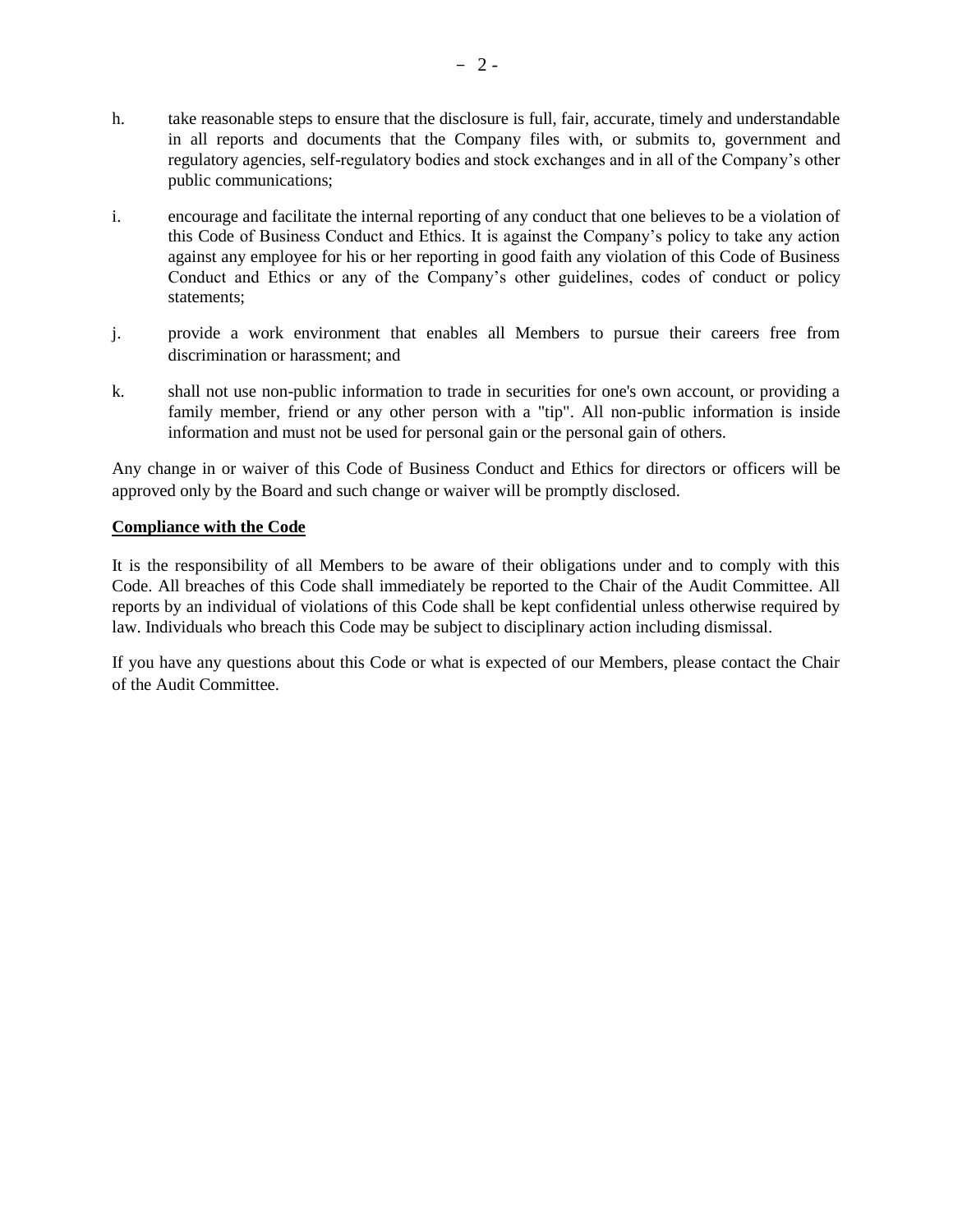h. take reasonable steps to ensure that the disclosure is full, fair, accurate, timely and understandable in all reports and documents that the Company files with, or submits to, government and regulatory agencies, self-regulatory bodies and stock exchanges and in all of the Company's other public communications;

i. encourage and facilitate the internal reporting of any conduct that one believes to be a violation of this Code of Business Conduct and Ethics. It is against the Company's policy to take any action against any employee for his or her reporting in good faith any violation of this Code of Business Conduct and Ethics or any of the Company's other guidelines, codes of conduct or policy statements;

j. provide a work environment that enables all Members to pursue their careers free from discrimination or harassment; and

k. shall not use non-public information to trade in securities for one's own account, or providing a family member, friend or any other person with a "tip". All non-public information is inside information and must not be used for personal gain or the personal gain of others.

Any change in or waiver of this Code of Business Conduct and Ethics for directors or officers will be approved only by the Board and such change or waiver will be promptly disclosed.

**Compliance with the Code**

It is the responsibility of all Members to be aware of their obligations under and to comply with this Code. All breaches of this Code shall immediately be reported to the Chair of the Audit Committee. All reports by an individual of violations of this Code shall be kept confidential unless otherwise required by law. Individuals who breach this Code may be subject to disciplinary action including dismissal.

If you have any questions about this Code or what is expected of our Members, please contact the Chair of the Audit Committee.